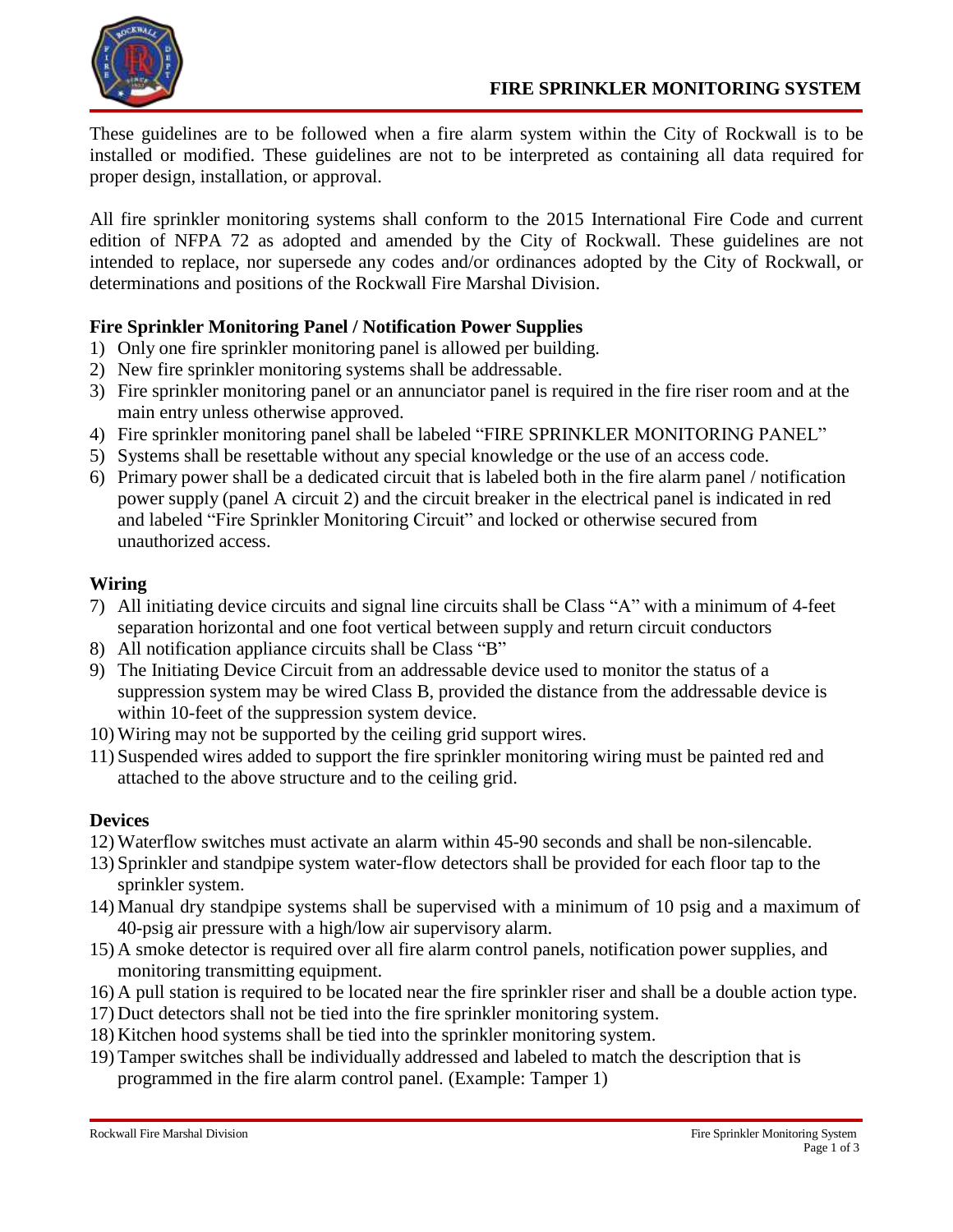# FIRE SPRINKLER MONITORING SYSTEM

These guidelines are to be followed when a fire alarm system within the City of Rockwall is to be installed or modified. These guidelines are not to be interpreted as containing all data required for proper design, installation, or approval.

All fire sprinkler monitoring systems shall conform to the 2015 International Fire Code and current edition of NFPA 72 as adopted and amended by the City of Rockwall. These guidelines are not intended to replace, nor supersede any codes and/or ordinances adopted by the City of Rockwall, or determinations and positions of the Rockwall Fire Marshal Division.

## Fire Sprinkler Monitoring Panel / Notification Power Supplies

1) Only one fire sprinkler monitoring panel is allowed per building.
2) New fire sprinkler monitoring systems shall be addressable.
3) Fire sprinkler monitoring panel or an annunciator panel is required in the fire riser room and at the main entry unless otherwise approved.
4) Fire sprinkler monitoring panel shall be labeled "FIRE SPRINKLER MONITORING PANEL"
5) Systems shall be resettable without any special knowledge or the use of an access code.
6) Primary power shall be a dedicated circuit that is labeled both in the fire alarm panel / notification power supply (panel A circuit 2) and the circuit breaker in the electrical panel is indicated in red and labeled "Fire Sprinkler Monitoring Circuit" and locked or otherwise secured from unauthorized access.

## Wiring

7) All initiating device circuits and signal line circuits shall be Class "A" with a minimum of 4-feet separation horizontal and one foot vertical between supply and return circuit conductors
8) All notification appliance circuits shall be Class "B"
9) The Initiating Device Circuit from an addressable device used to monitor the status of a suppression system may be wired Class B, provided the distance from the addressable device is within 10-feet of the suppression system device.
10) Wiring may not be supported by the ceiling grid support wires.
11) Suspended wires added to support the fire sprinkler monitoring wiring must be painted red and attached to the above structure and to the ceiling grid.

## Devices

12) Waterflow switches must activate an alarm within 45-90 seconds and shall be non-silencable.
13) Sprinkler and standpipe system water-flow detectors shall be provided for each floor tap to the sprinkler system.
14) Manual dry standpipe systems shall be supervised with a minimum of 10 psig and a maximum of 40-psig air pressure with a high/low air supervisory alarm.
15) A smoke detector is required over all fire alarm control panels, notification power supplies, and monitoring transmitting equipment.
16) A pull station is required to be located near the fire sprinkler riser and shall be a double action type.
17) Duct detectors shall not be tied into the fire sprinkler monitoring system.
18) Kitchen hood systems shall be tied into the sprinkler monitoring system.
19) Tamper switches shall be individually addressed and labeled to match the description that is programmed in the fire alarm control panel. (Example: Tamper 1)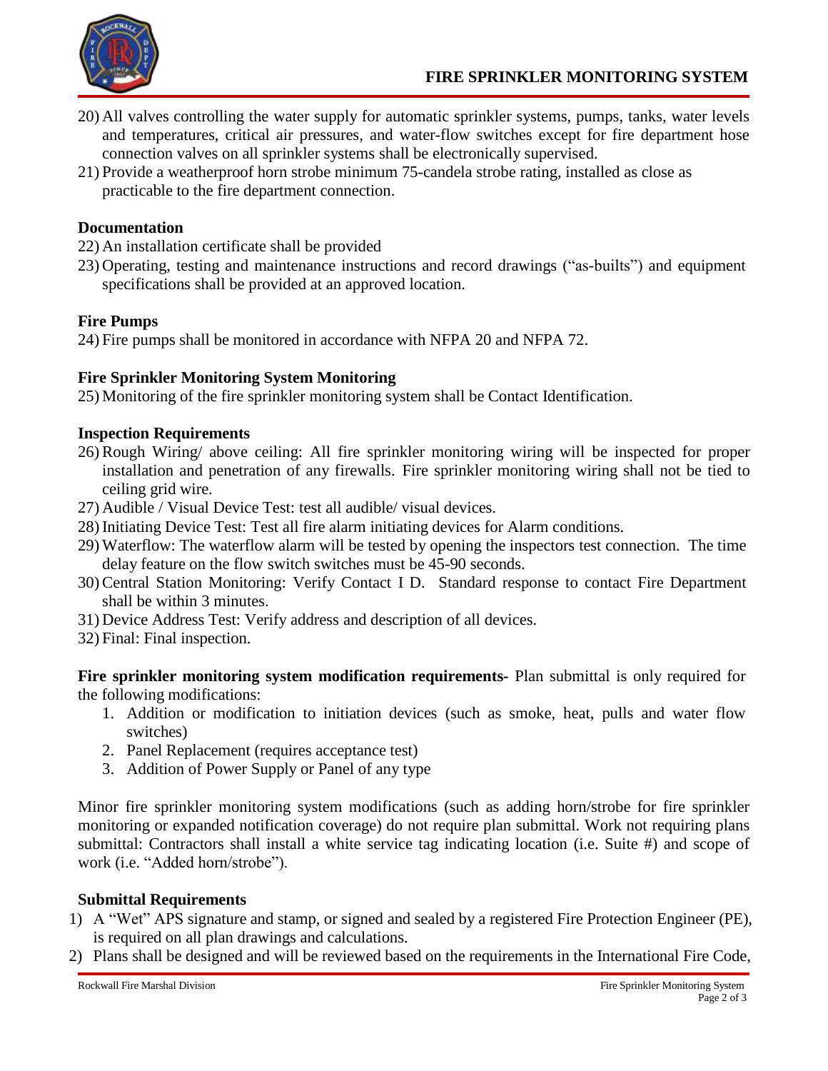20) All valves controlling the water supply for automatic sprinkler systems, pumps, tanks, water levels and temperatures, critical air pressures, and water-flow switches except for fire department hose connection valves on all sprinkler systems shall be electronically supervised.
21) Provide a weatherproof horn strobe minimum 75-candela strobe rating, installed as close as practicable to the fire department connection.

**Documentation**

22) An installation certificate shall be provided
23) Operating, testing and maintenance instructions and record drawings ("as-builts") and equipment specifications shall be provided at an approved location.

**Fire Pumps**

24) Fire pumps shall be monitored in accordance with NFPA 20 and NFPA 72.

**Fire Sprinkler Monitoring System Monitoring**

25) Monitoring of the fire sprinkler monitoring system shall be Contact Identification.

**Inspection Requirements**

26) Rough Wiring/ above ceiling: All fire sprinkler monitoring wiring will be inspected for proper installation and penetration of any firewalls. Fire sprinkler monitoring wiring shall not be tied to ceiling grid wire.
27) Audible / Visual Device Test: test all audible/ visual devices.
28) Initiating Device Test: Test all fire alarm initiating devices for Alarm conditions.
29) Waterflow: The waterflow alarm will be tested by opening the inspectors test connection. The time delay feature on the flow switch switches must be 45-90 seconds.
30) Central Station Monitoring: Verify Contact I D. Standard response to contact Fire Department shall be within 3 minutes.
31) Device Address Test: Verify address and description of all devices.
32) Final: Final inspection.

**Fire sprinkler monitoring system modification requirements-** Plan submittal is only required for the following modifications:

1. Addition or modification to initiation devices (such as smoke, heat, pulls and water flow switches)
2. Panel Replacement (requires acceptance test)
3. Addition of Power Supply or Panel of any type

Minor fire sprinkler monitoring system modifications (such as adding horn/strobe for fire sprinkler monitoring or expanded notification coverage) do not require plan submittal. Work not requiring plans submittal: Contractors shall install a white service tag indicating location (i.e. Suite #) and scope of work (i.e. "Added horn/strobe").

**Submittal Requirements**

1) A "Wet" APS signature and stamp, or signed and sealed by a registered Fire Protection Engineer (PE), is required on all plan drawings and calculations.
2) Plans shall be designed and will be reviewed based on the requirements in the International Fire Code,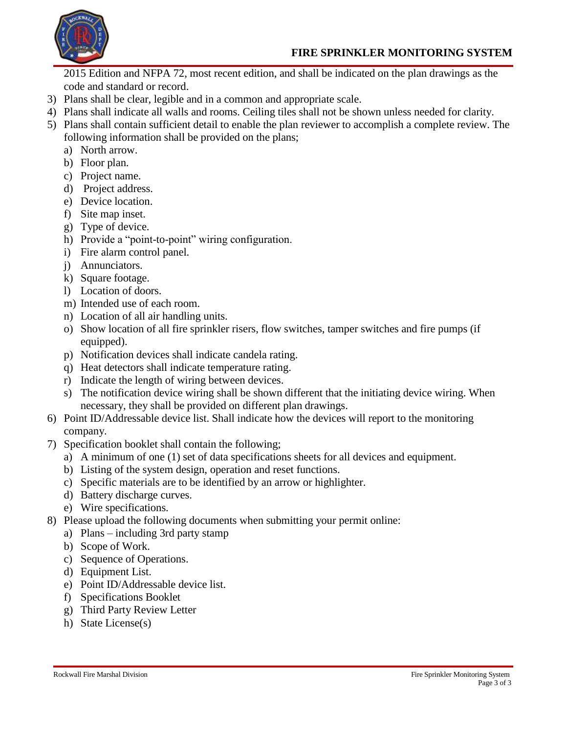2015 Edition and NFPA 72, most recent edition, and shall be indicated on the plan drawings as the code and standard or record.

3) Plans shall be clear, legible and in a common and appropriate scale.
4) Plans shall indicate all walls and rooms. Ceiling tiles shall not be shown unless needed for clarity.
5) Plans shall contain sufficient detail to enable the plan reviewer to accomplish a complete review. The following information shall be provided on the plans;
   a) North arrow.
   b) Floor plan.
   c) Project name.
   d) Project address.
   e) Device location.
   f) Site map inset.
   g) Type of device.
   h) Provide a "point-to-point" wiring configuration.
   i) Fire alarm control panel.
   j) Annunciators.
   k) Square footage.
   l) Location of doors.
   m) Intended use of each room.
   n) Location of all air handling units.
   o) Show location of all fire sprinkler risers, flow switches, tamper switches and fire pumps (if equipped).
   p) Notification devices shall indicate candela rating.
   q) Heat detectors shall indicate temperature rating.
   r) Indicate the length of wiring between devices.
   s) The notification device wiring shall be shown different that the initiating device wiring. When necessary, they shall be provided on different plan drawings.
6) Point ID/Addressable device list. Shall indicate how the devices will report to the monitoring company.
7) Specification booklet shall contain the following;
   a) A minimum of one (1) set of data specifications sheets for all devices and equipment.
   b) Listing of the system design, operation and reset functions.
   c) Specific materials are to be identified by an arrow or highlighter.
   d) Battery discharge curves.
   e) Wire specifications.
8) Please upload the following documents when submitting your permit online:
   a) Plans – including 3rd party stamp
   b) Scope of Work.
   c) Sequence of Operations.
   d) Equipment List.
   e) Point ID/Addressable device list.
   f) Specifications Booklet
   g) Third Party Review Letter
   h) State License(s)